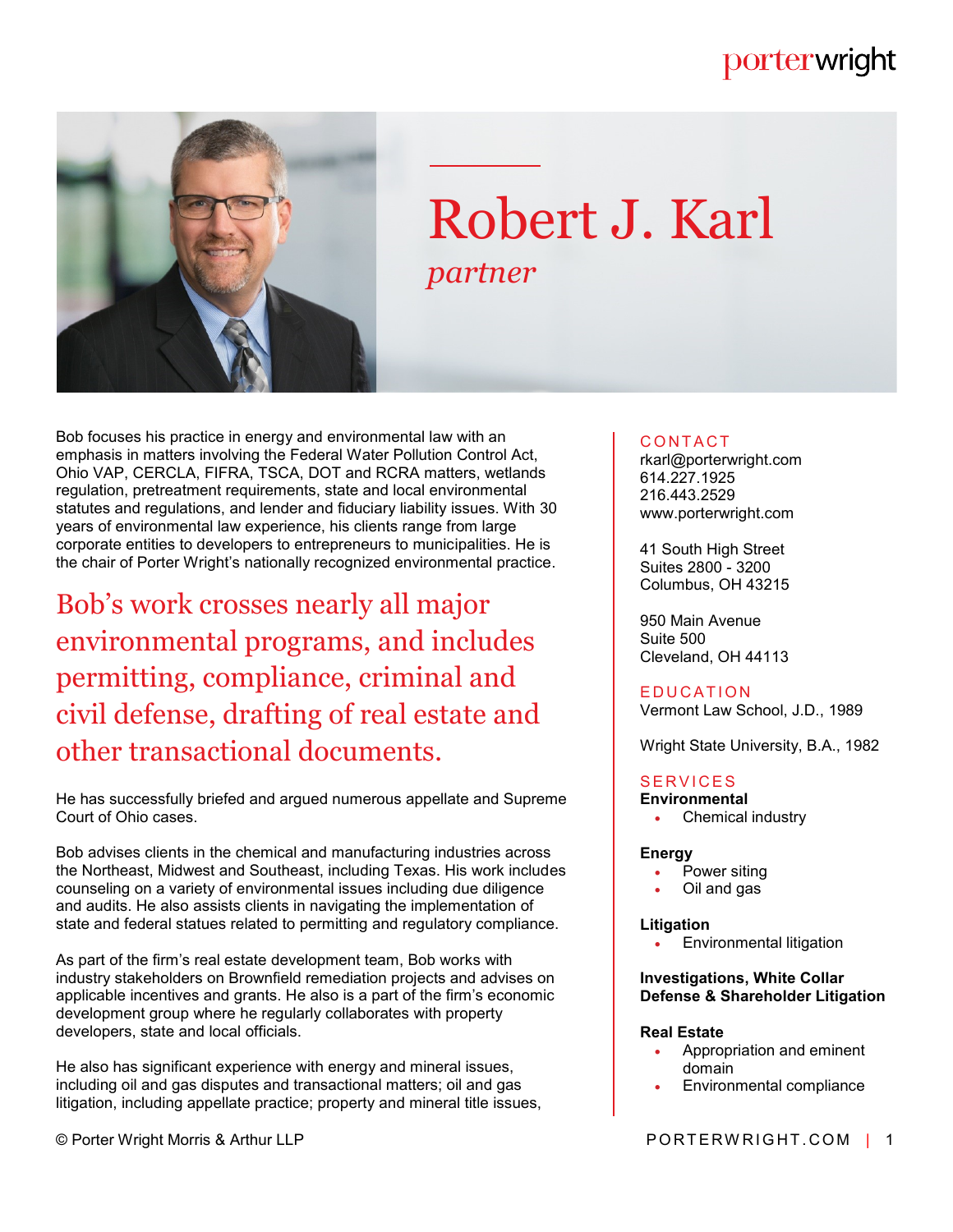# Robert J. Karl

*partner*

Bob focuses his practice in energy and environmental law with an emphasis in matters involving the Federal Water Pollution Control Act, Ohio VAP, CERCLA, FIFRA, TSCA, DOT and RCRA matters, wetlands regulation, pretreatment requirements, state and local environmental statutes and regulations, and lender and fiduciary liability issues. With 30 years of environmental law experience, his clients range from large corporate entities to developers to entrepreneurs to municipalities. He is the chair of Porter Wright's nationally recognized environmental practice.

> Bob's work crosses nearly all major environmental programs, and includes permitting, compliance, criminal and civil defense, drafting of real estate and other transactional documents.

He has successfully briefed and argued numerous appellate and Supreme Court of Ohio cases.

Bob advises clients in the chemical and manufacturing industries across the Northeast, Midwest and Southeast, including Texas. His work includes counseling on a variety of environmental issues including due diligence and audits. He also assists clients in navigating the implementation of state and federal statues related to permitting and regulatory compliance.

As part of the firm's real estate development team, Bob works with industry stakeholders on Brownfield remediation projects and advises on applicable incentives and grants. He also is a part of the firm's economic development group where he regularly collaborates with property developers, state and local officials.

He also has significant experience with energy and mineral issues, including oil and gas disputes and transactional matters; oil and gas litigation, including appellate practice; property and mineral title issues,

## CONTACT

rkarl@porterwright.com
614.227.1925
216.443.2529
www.porterwright.com

41 South High Street
Suites 2800 - 3200
Columbus, OH 43215

950 Main Avenue
Suite 500
Cleveland, OH 44113

## EDUCATION

Vermont Law School, J.D., 1989

Wright State University, B.A., 1982

## SERVICES

**Environmental**
- Chemical industry

**Energy**
- Power siting
- Oil and gas

**Litigation**
- Environmental litigation

**Investigations, White Collar Defense & Shareholder Litigation**

**Real Estate**
- Appropriation and eminent domain
- Environmental compliance

© Porter Wright Morris & Arthur LLP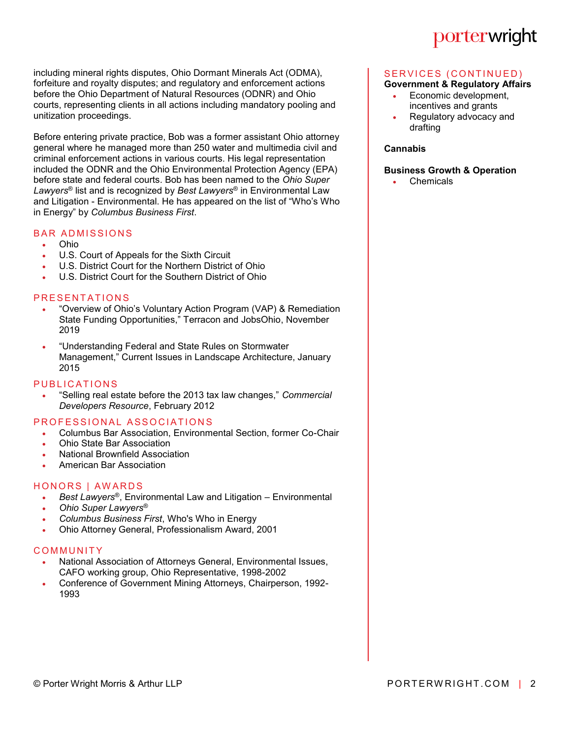including mineral rights disputes, Ohio Dormant Minerals Act (ODMA), forfeiture and royalty disputes; and regulatory and enforcement actions before the Ohio Department of Natural Resources (ODNR) and Ohio courts, representing clients in all actions including mandatory pooling and unitization proceedings.

Before entering private practice, Bob was a former assistant Ohio attorney general where he managed more than 250 water and multimedia civil and criminal enforcement actions in various courts. His legal representation included the ODNR and the Ohio Environmental Protection Agency (EPA) before state and federal courts. Bob has been named to the *Ohio Super Lawyers®* list and is recognized by *Best Lawyers®* in Environmental Law and Litigation - Environmental. He has appeared on the list of "Who's Who in Energy" by *Columbus Business First*.

## BAR ADMISSIONS

- Ohio
- U.S. Court of Appeals for the Sixth Circuit
- U.S. District Court for the Northern District of Ohio
- U.S. District Court for the Southern District of Ohio

## PRESENTATIONS

- "Overview of Ohio's Voluntary Action Program (VAP) & Remediation State Funding Opportunities," Terracon and JobsOhio, November 2019
- "Understanding Federal and State Rules on Stormwater Management," Current Issues in Landscape Architecture, January 2015

## PUBLICATIONS

- "Selling real estate before the 2013 tax law changes," *Commercial Developers Resource*, February 2012

## PROFESSIONAL ASSOCIATIONS

- Columbus Bar Association, Environmental Section, former Co-Chair
- Ohio State Bar Association
- National Brownfield Association
- American Bar Association

## HONORS | AWARDS

- *Best Lawyers®*, Environmental Law and Litigation – Environmental
- *Ohio Super Lawyers®*
- *Columbus Business First*, Who's Who in Energy
- Ohio Attorney General, Professionalism Award, 2001

## COMMUNITY

- National Association of Attorneys General, Environmental Issues, CAFO working group, Ohio Representative, 1998-2002
- Conference of Government Mining Attorneys, Chairperson, 1992-1993

## SERVICES (CONTINUED)

**Government & Regulatory Affairs**

- Economic development, incentives and grants
- Regulatory advocacy and drafting

**Cannabis**

**Business Growth & Operation**

- Chemicals